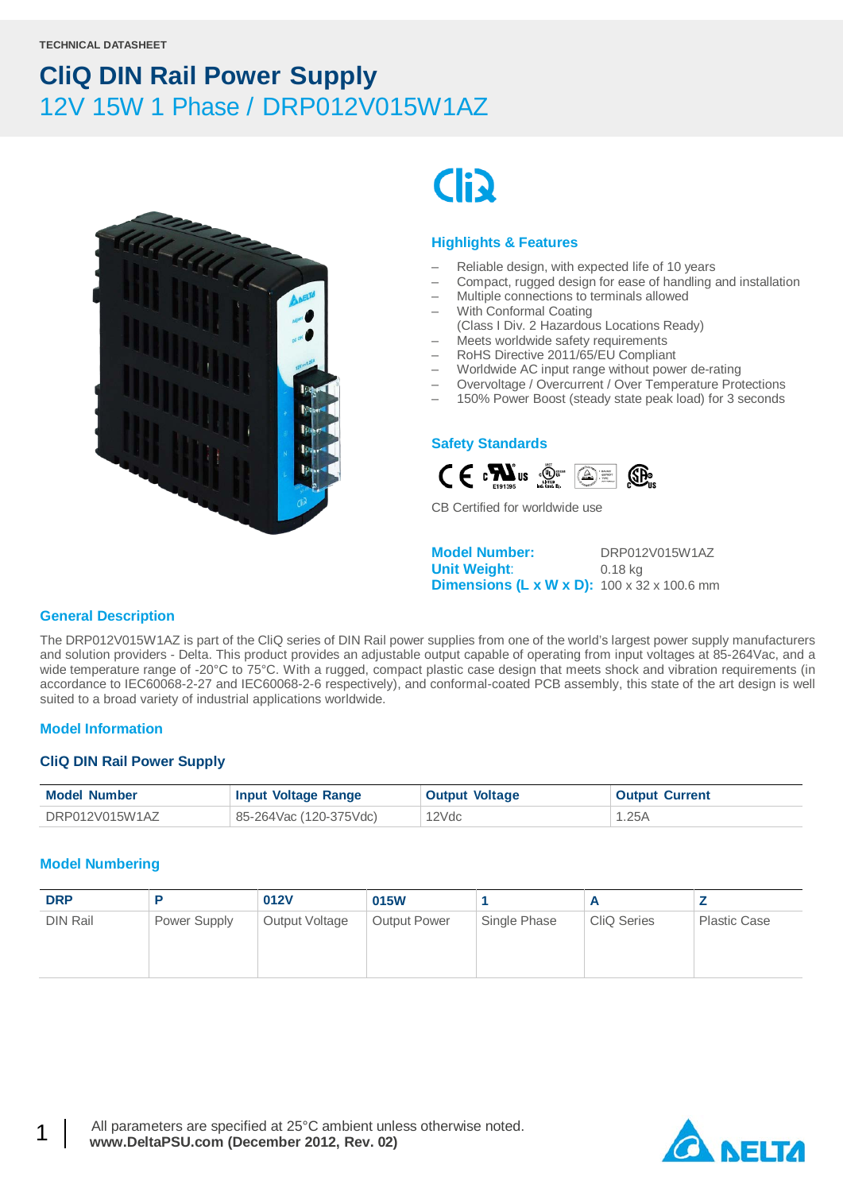TECHNICAL DATASHEET

# CliQ DIN Rail Power Supply

## 12V 15W 1 Phase / DRP012V015W1AZ

### Highlights & Features

- Reliable design, with expected life of 10 years
- Compact, rugged design for ease of handling and installation
- Multiple connections to terminals allowed
- With Conformal Coating
  (Class I Div. 2 Hazardous Locations Ready)
- Meets worldwide safety requirements
- RoHS Directive 2011/65/EU Compliant
- Worldwide AC input range without power de-rating
- Overvoltage / Overcurrent / Over Temperature Protections
- 150% Power Boost (steady state peak load) for 3 seconds

### Safety Standards

E191395

CB Certified for worldwide use

**Model Number:** DRP012V015W1AZ
**Unit Weight:** 0.18 kg
**Dimensions (L x W x D):** 100 x 32 x 100.6 mm

### General Description

The DRP012V015W1AZ is part of the CliQ series of DIN Rail power supplies from one of the world's largest power supply manufacturers and solution providers - Delta. This product provides an adjustable output capable of operating from input voltages at 85-264Vac, and a wide temperature range of -20°C to 75°C. With a rugged, compact plastic case design that meets shock and vibration requirements (in accordance to IEC60068-2-27 and IEC60068-2-6 respectively), and conformal-coated PCB assembly, this state of the art design is well suited to a broad variety of industrial applications worldwide.

### Model Information

#### CliQ DIN Rail Power Supply

| Model Number | Input Voltage Range | Output Voltage | Output Current |
|---|---|---|---|
| DRP012V015W1AZ | 85-264Vac (120-375Vdc) | 12Vdc | 1.25A |

### Model Numbering

| DRP | P | 012V | 015W | 1 | A | Z |
|---|---|---|---|---|---|---|
| DIN Rail | Power Supply | Output Voltage | Output Power | Single Phase | CliQ Series | Plastic Case |

All parameters are specified at 25°C ambient unless otherwise noted.
**www.DeltaPSU.com (December 2012, Rev. 02)**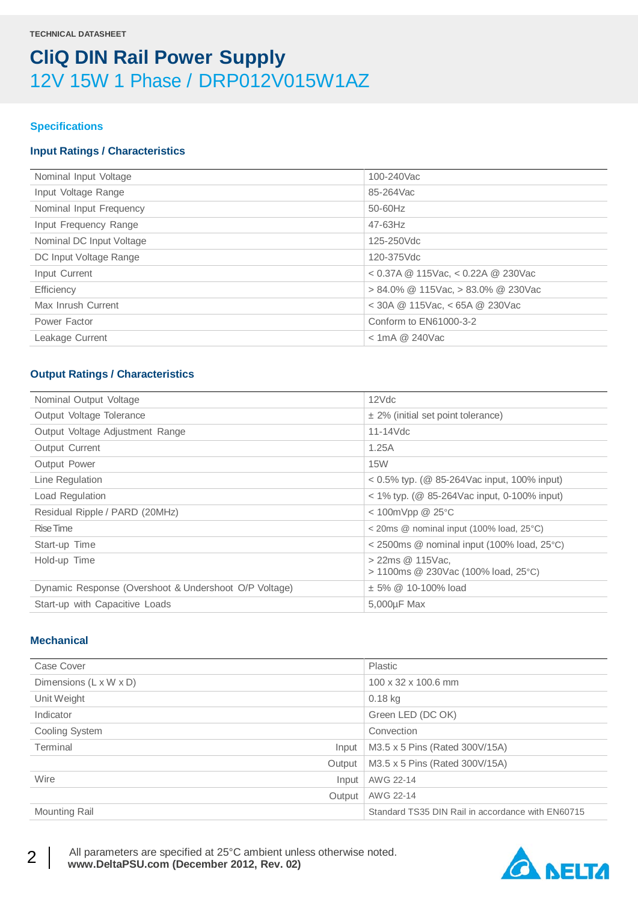TECHNICAL DATASHEET

# CliQ DIN Rail Power Supply

## 12V 15W 1 Phase / DRP012V015W1AZ

### Specifications

#### Input Ratings / Characteristics

| | |
|---|---|
| Nominal Input Voltage | 100-240Vac |
| Input Voltage Range | 85-264Vac |
| Nominal Input Frequency | 50-60Hz |
| Input Frequency Range | 47-63Hz |
| Nominal DC Input Voltage | 125-250Vdc |
| DC Input Voltage Range | 120-375Vdc |
| Input Current | < 0.37A @ 115Vac, < 0.22A @ 230Vac |
| Efficiency | > 84.0% @ 115Vac, > 83.0% @ 230Vac |
| Max Inrush Current | < 30A @ 115Vac, < 65A @ 230Vac |
| Power Factor | Conform to EN61000-3-2 |
| Leakage Current | < 1mA @ 240Vac |

#### Output Ratings / Characteristics

| | |
|---|---|
| Nominal Output Voltage | 12Vdc |
| Output Voltage Tolerance | ± 2% (initial set point tolerance) |
| Output Voltage Adjustment Range | 11-14Vdc |
| Output Current | 1.25A |
| Output Power | 15W |
| Line Regulation | < 0.5% typ. (@ 85-264Vac input, 100% input) |
| Load Regulation | < 1% typ. (@ 85-264Vac input, 0-100% input) |
| Residual Ripple / PARD (20MHz) | < 100mVpp @ 25°C |
| Rise Time | < 20ms @ nominal input (100% load, 25°C) |
| Start-up Time | < 2500ms @ nominal input (100% load, 25°C) |
| Hold-up Time | > 22ms @ 115Vac,<br>> 1100ms @ 230Vac (100% load, 25°C) |
| Dynamic Response (Overshoot & Undershoot O/P Voltage) | ± 5% @ 10-100% load |
| Start-up with Capacitive Loads | 5,000µF Max |

#### Mechanical

| | | |
|---|---|---|
| Case Cover | | Plastic |
| Dimensions (L x W x D) | | 100 x 32 x 100.6 mm |
| Unit Weight | | 0.18 kg |
| Indicator | | Green LED (DC OK) |
| Cooling System | | Convection |
| Terminal | Input | M3.5 x 5 Pins (Rated 300V/15A) |
| | Output | M3.5 x 5 Pins (Rated 300V/15A) |
| Wire | Input | AWG 22-14 |
| | Output | AWG 22-14 |
| Mounting Rail | | Standard TS35 DIN Rail in accordance with EN60715 |

All parameters are specified at 25°C ambient unless otherwise noted.
**www.DeltaPSU.com (December 2012, Rev. 02)**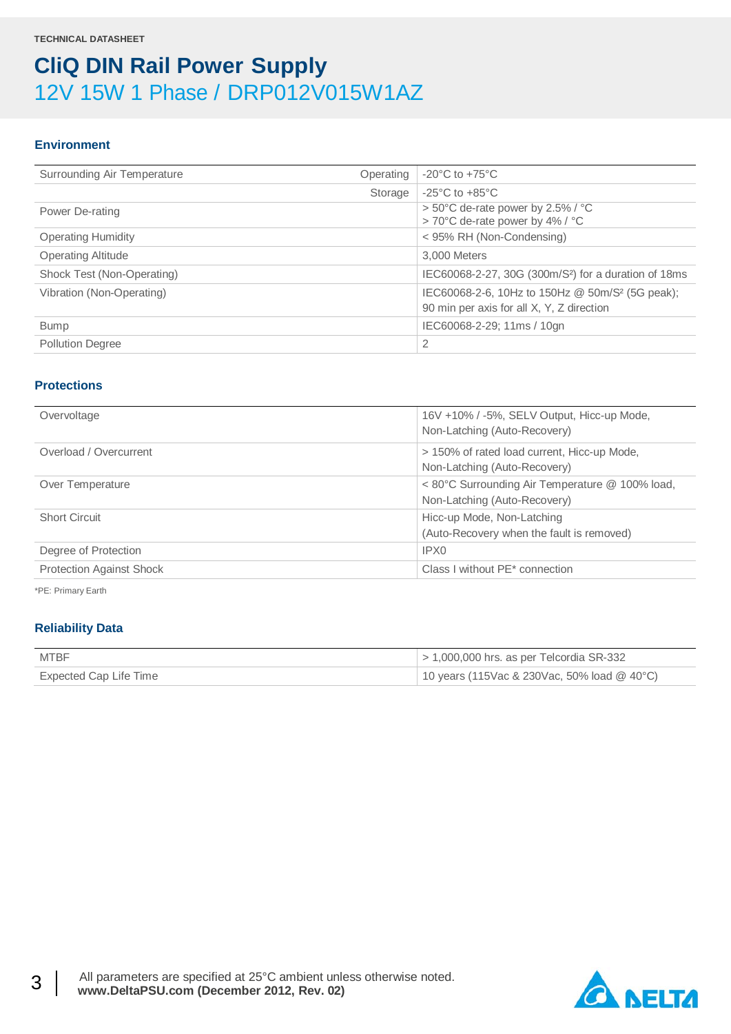TECHNICAL DATASHEET

# CliQ DIN Rail Power Supply

## 12V 15W 1 Phase / DRP012V015W1AZ

### Environment

| | | |
|---|---|---|
| Surrounding Air Temperature | Operating | -20°C to +75°C |
| | Storage | -25°C to +85°C |
| Power De-rating | | > 50°C de-rate power by 2.5% / °C<br>> 70°C de-rate power by 4% / °C |
| Operating Humidity | | < 95% RH (Non-Condensing) |
| Operating Altitude | | 3,000 Meters |
| Shock Test (Non-Operating) | | IEC60068-2-27, 30G (300m/S²) for a duration of 18ms |
| Vibration (Non-Operating) | | IEC60068-2-6, 10Hz to 150Hz @ 50m/S² (5G peak); 90 min per axis for all X, Y, Z direction |
| Bump | | IEC60068-2-29; 11ms / 10gn |
| Pollution Degree | | 2 |

### Protections

| | |
|---|---|
| Overvoltage | 16V +10% / -5%, SELV Output, Hicc-up Mode, Non-Latching (Auto-Recovery) |
| Overload / Overcurrent | > 150% of rated load current, Hicc-up Mode, Non-Latching (Auto-Recovery) |
| Over Temperature | < 80°C Surrounding Air Temperature @ 100% load, Non-Latching (Auto-Recovery) |
| Short Circuit | Hicc-up Mode, Non-Latching (Auto-Recovery when the fault is removed) |
| Degree of Protection | IPX0 |
| Protection Against Shock | Class I without PE* connection |

*PE: Primary Earth

### Reliability Data

| | |
|---|---|
| MTBF | > 1,000,000 hrs. as per Telcordia SR-332 |
| Expected Cap Life Time | 10 years (115Vac & 230Vac, 50% load @ 40°C) |

All parameters are specified at 25°C ambient unless otherwise noted.
**www.DeltaPSU.com (December 2012, Rev. 02)**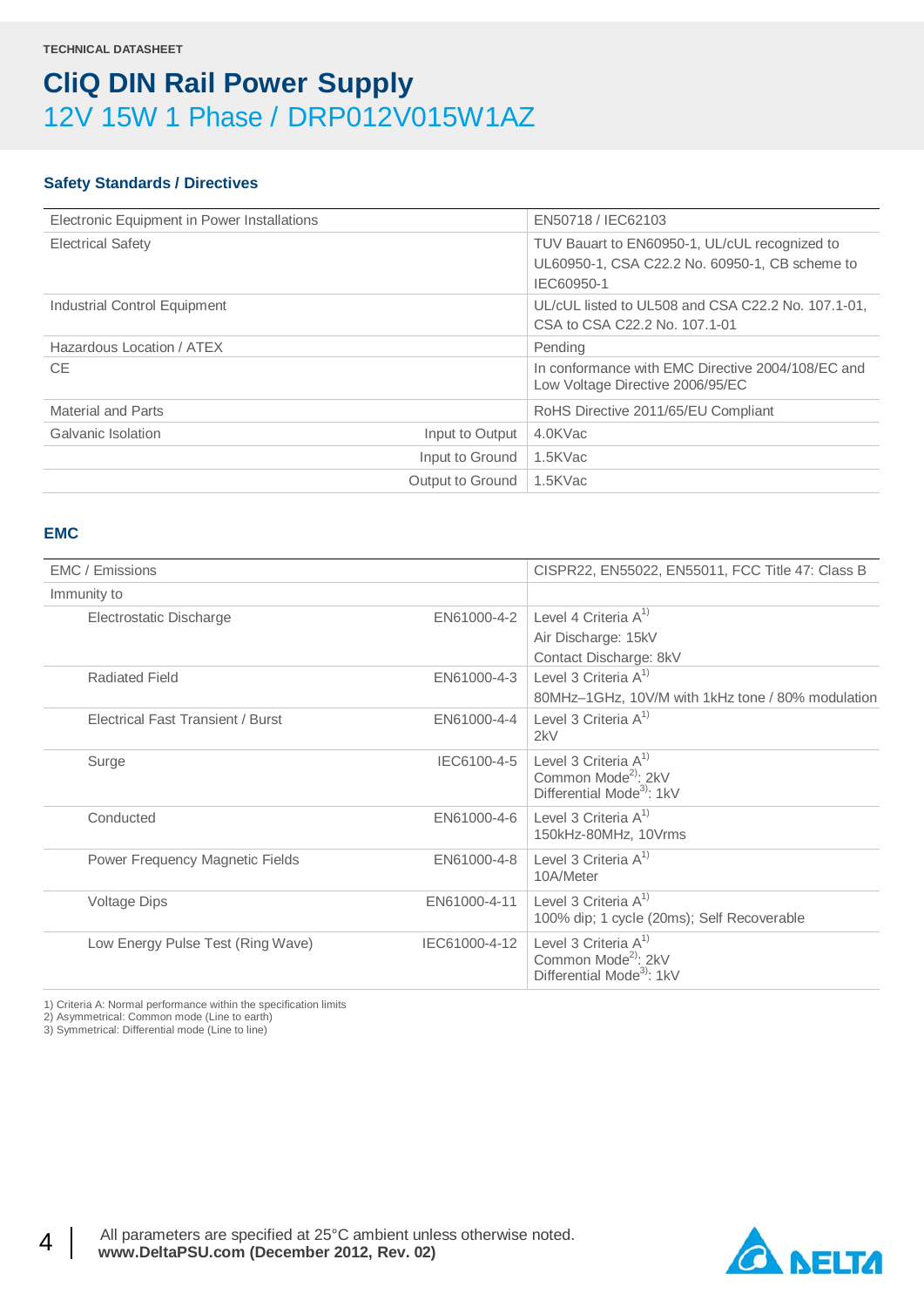TECHNICAL DATASHEET

# CliQ DIN Rail Power Supply

## 12V 15W 1 Phase / DRP012V015W1AZ

### Safety Standards / Directives

| | | |
|---|---|---|
| Electronic Equipment in Power Installations | | EN50718 / IEC62103 |
| Electrical Safety | | TUV Bauart to EN60950-1, UL/cUL recognized to UL60950-1, CSA C22.2 No. 60950-1, CB scheme to IEC60950-1 |
| Industrial Control Equipment | | UL/cUL listed to UL508 and CSA C22.2 No. 107.1-01, CSA to CSA C22.2 No. 107.1-01 |
| Hazardous Location / ATEX | | Pending |
| CE | | In conformance with EMC Directive 2004/108/EC and Low Voltage Directive 2006/95/EC |
| Material and Parts | | RoHS Directive 2011/65/EU Compliant |
| Galvanic Isolation | Input to Output | 4.0KVac |
| | Input to Ground | 1.5KVac |
| | Output to Ground | 1.5KVac |

### EMC

| | | |
|---|---|---|
| EMC / Emissions | | CISPR22, EN55022, EN55011, FCC Title 47: Class B |
| Immunity to | | |
| Electrostatic Discharge | EN61000-4-2 | Level 4 Criteria A[1]<br>Air Discharge: 15kV<br>Contact Discharge: 8kV |
| Radiated Field | EN61000-4-3 | Level 3 Criteria A[1]<br>80MHz–1GHz, 10V/M with 1kHz tone / 80% modulation |
| Electrical Fast Transient / Burst | EN61000-4-4 | Level 3 Criteria A[1]<br>2kV |
| Surge | IEC6100-4-5 | Level 3 Criteria A[1]<br>Common Mode[2]: 2kV<br>Differential Mode[3]: 1kV |
| Conducted | EN61000-4-6 | Level 3 Criteria A[1]<br>150kHz-80MHz, 10Vrms |
| Power Frequency Magnetic Fields | EN61000-4-8 | Level 3 Criteria A[1]<br>10A/Meter |
| Voltage Dips | EN61000-4-11 | Level 3 Criteria A[1]<br>100% dip; 1 cycle (20ms); Self Recoverable |
| Low Energy Pulse Test (Ring Wave) | IEC61000-4-12 | Level 3 Criteria A[1]<br>Common Mode[2]: 2kV<br>Differential Mode[3]: 1kV |

1) Criteria A: Normal performance within the specification limits
2) Asymmetrical: Common mode (Line to earth)
3) Symmetrical: Differential mode (Line to line)

All parameters are specified at 25°C ambient unless otherwise noted.
**www.DeltaPSU.com (December 2012, Rev. 02)**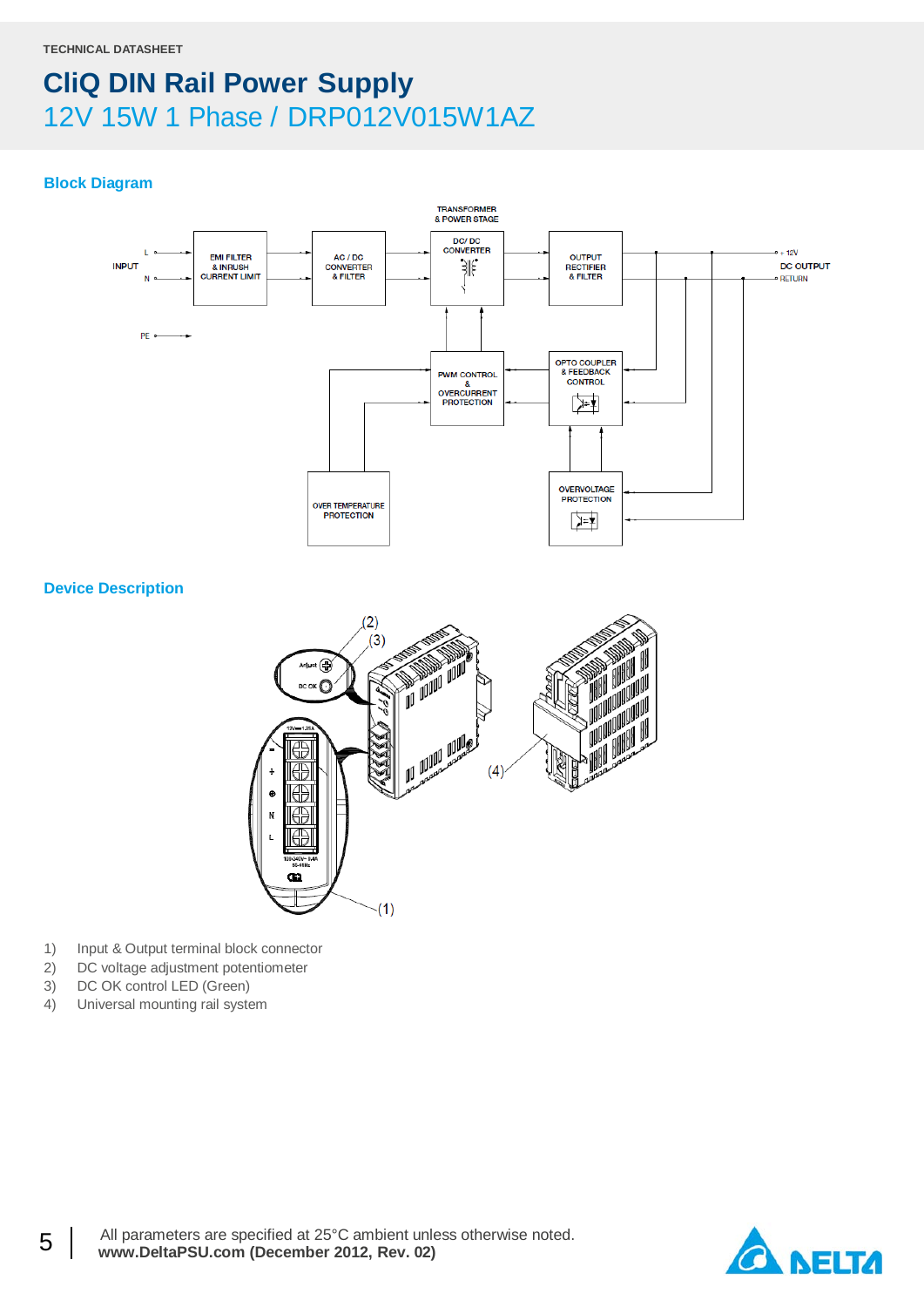TECHNICAL DATASHEET

# CliQ DIN Rail Power Supply

## 12V 15W 1 Phase / DRP012V015W1AZ

### Block Diagram

INPUT
L
N
PE

EMI FILTER & INRUSH CURRENT LIMIT

AC / DC CONVERTER & FILTER

TRANSFORMER & POWER STAGE

DC/ DC CONVERTER

OUTPUT RECTIFIER & FILTER

+ 12V
DC OUTPUT
RETURN

PWM CONTROL & OVERCURRENT PROTECTION

OPTO COUPLER & FEEDBACK CONTROL

OVER TEMPERATURE PROTECTION

OVERVOLTAGE PROTECTION

### Device Description

Adjust
DC OK
(1)
(2)
(3)
(4)

1) Input & Output terminal block connector
2) DC voltage adjustment potentiometer
3) DC OK control LED (Green)
4) Universal mounting rail system

All parameters are specified at 25°C ambient unless otherwise noted.
**www.DeltaPSU.com (December 2012, Rev. 02)**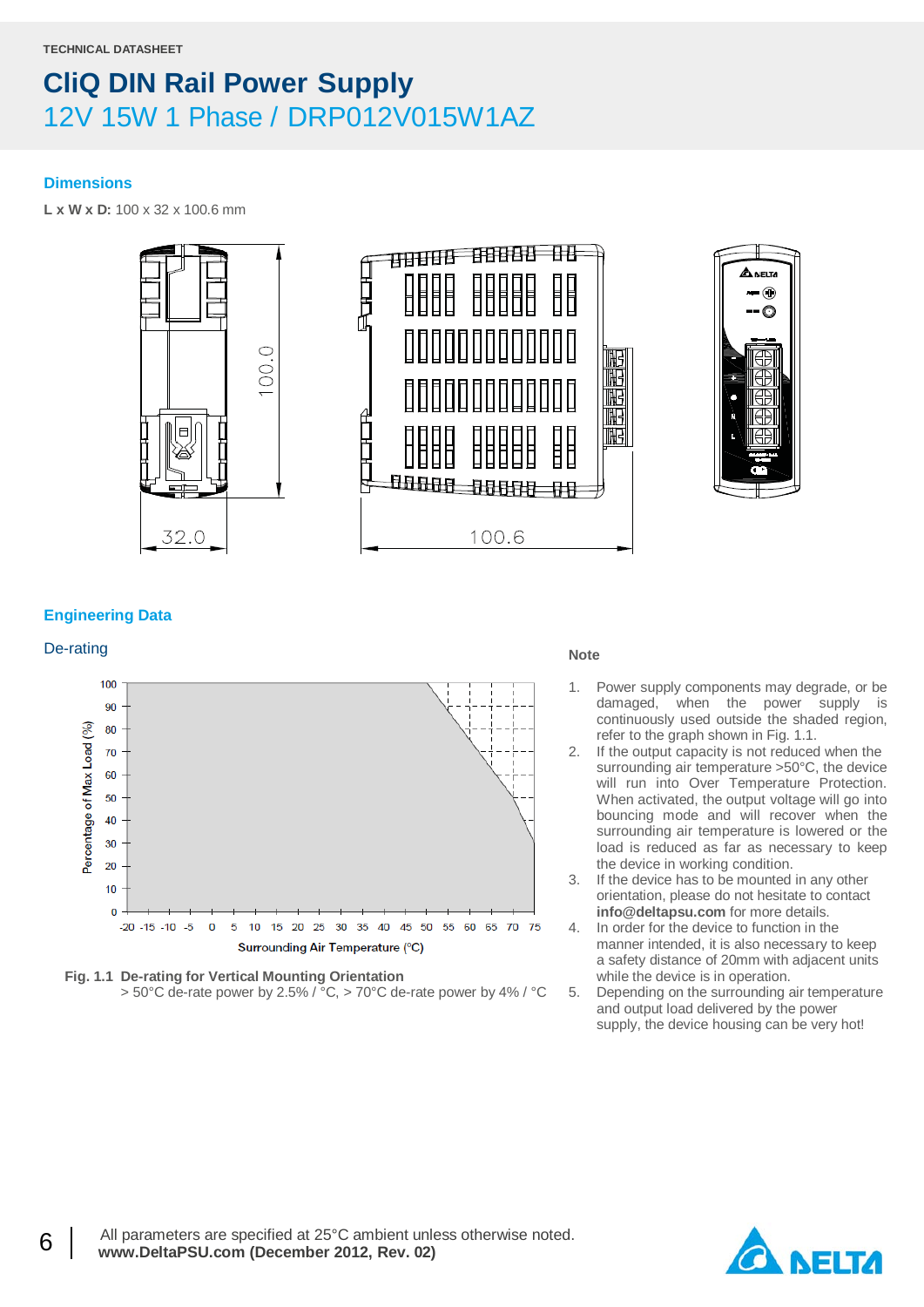TECHNICAL DATASHEET

# CliQ DIN Rail Power Supply

## 12V 15W 1 Phase / DRP012V015W1AZ

### Dimensions

**L x W x D:** 100 x 32 x 100.6 mm

100.0

32.0

100.6

### Engineering Data

#### De-rating

Percentage of Max Load (%)

100
90
80
70
60
50
40
30
20
10
0

-20 -15 -10 -5 0 5 10 15 20 25 30 35 40 45 50 55 60 65 70 75

Surrounding Air Temperature (°C)

**Fig. 1.1 De-rating for Vertical Mounting Orientation**
> 50°C de-rate power by 2.5% / °C, > 70°C de-rate power by 4% / °C

**Note**

1. Power supply components may degrade, or be damaged, when the power supply is continuously used outside the shaded region, refer to the graph shown in Fig. 1.1.
2. If the output capacity is not reduced when the surrounding air temperature >50°C, the device will run into Over Temperature Protection. When activated, the output voltage will go into bouncing mode and will recover when the surrounding air temperature is lowered or the load is reduced as far as necessary to keep the device in working condition.
3. If the device has to be mounted in any other orientation, please do not hesitate to contact **info@deltapsu.com** for more details.
4. In order for the device to function in the manner intended, it is also necessary to keep a safety distance of 20mm with adjacent units while the device is in operation.
5. Depending on the surrounding air temperature and output load delivered by the power supply, the device housing can be very hot!

All parameters are specified at 25°C ambient unless otherwise noted.
**www.DeltaPSU.com (December 2012, Rev. 02)**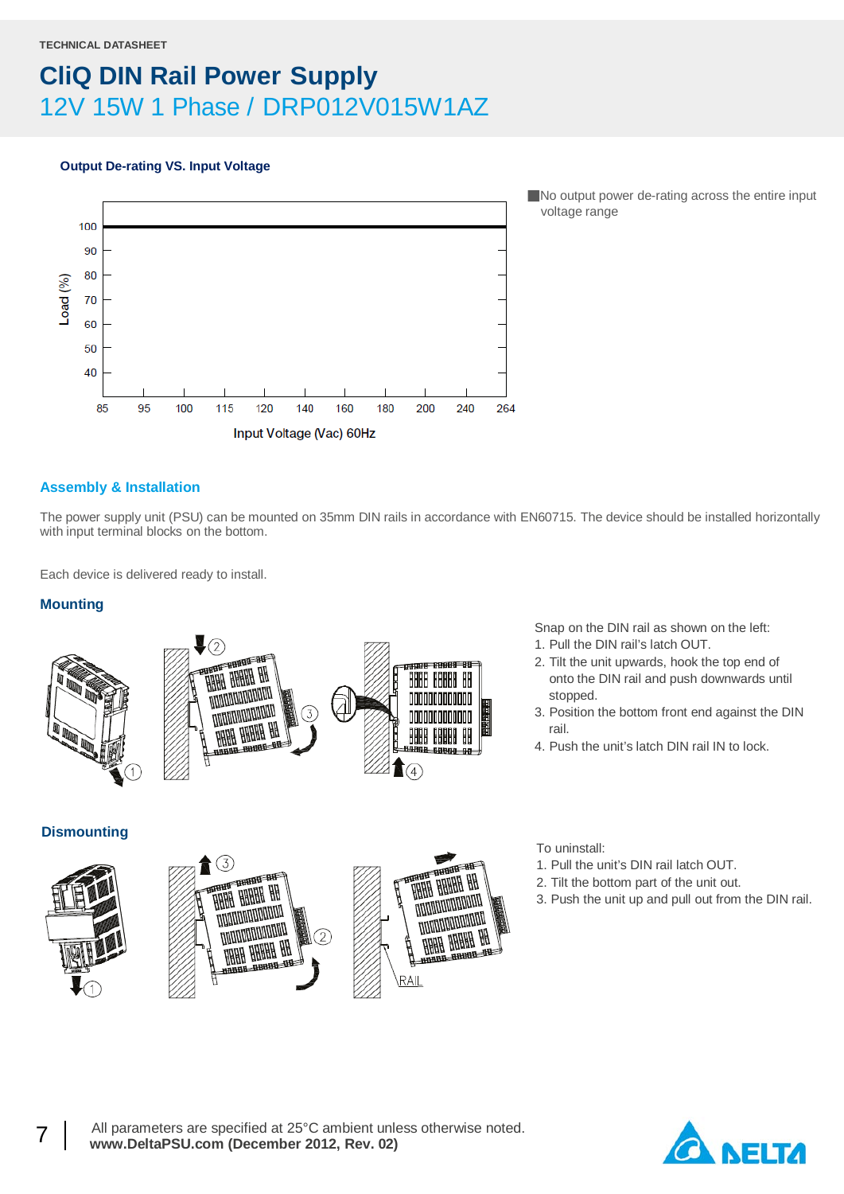## Output De-rating VS. Input Voltage

Load (%)

100
90
80
70
60
50
40

85 95 100 115 120 140 160 180 200 240 264

Input Voltage (Vac) 60Hz

■No output power de-rating across the entire input voltage range

## Assembly & Installation

The power supply unit (PSU) can be mounted on 35mm DIN rails in accordance with EN60715. The device should be installed horizontally with input terminal blocks on the bottom.

Each device is delivered ready to install.

### Mounting

Snap on the DIN rail as shown on the left:

1. Pull the DIN rail's latch OUT.
2. Tilt the unit upwards, hook the top end of onto the DIN rail and push downwards until stopped.
3. Position the bottom front end against the DIN rail.
4. Push the unit's latch DIN rail IN to lock.

### Dismounting

RAIL

To uninstall:

1. Pull the unit's DIN rail latch OUT.
2. Tilt the bottom part of the unit out.
3. Push the unit up and pull out from the DIN rail.

All parameters are specified at 25°C ambient unless otherwise noted.
**www.DeltaPSU.com (December 2012, Rev. 02)**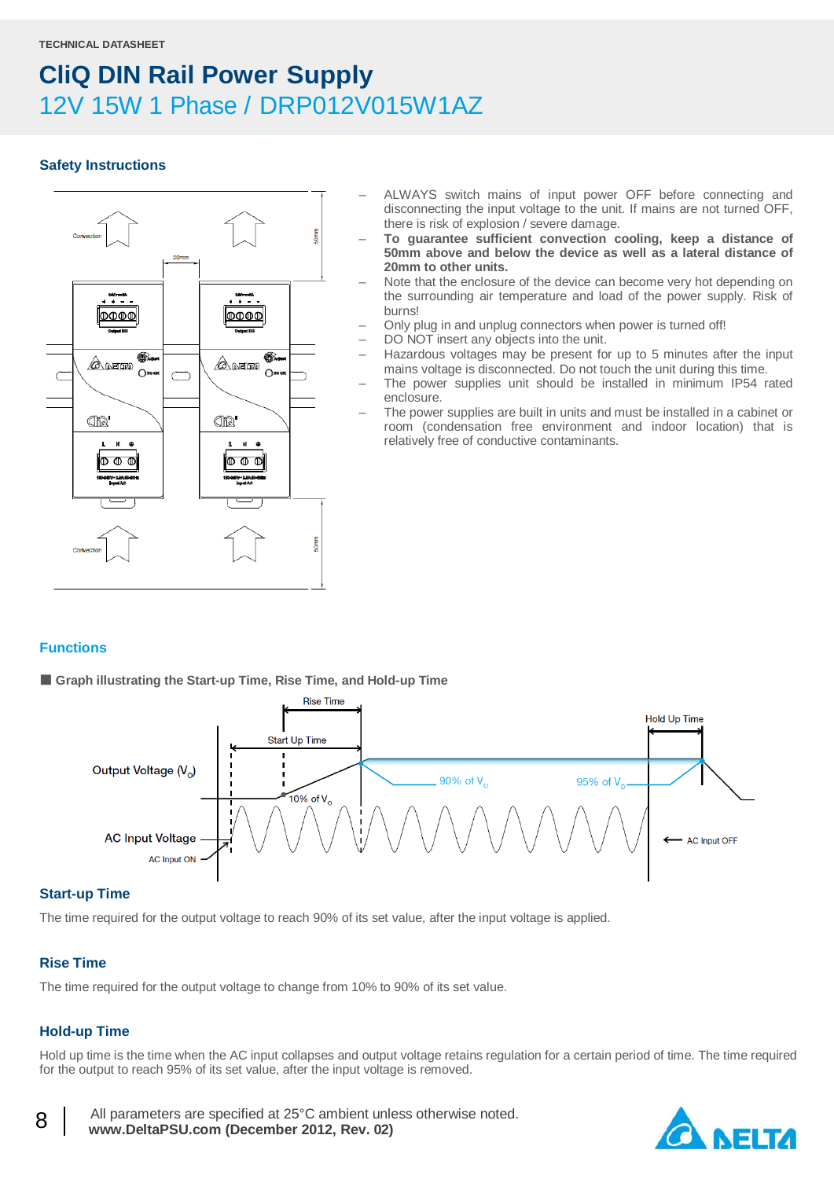TECHNICAL DATASHEET

# CliQ DIN Rail Power Supply

## 12V 15W 1 Phase / DRP012V015W1AZ

### Safety Instructions

Convection

20mm

50mm

Convection

50mm

- ALWAYS switch mains of input power OFF before connecting and disconnecting the input voltage to the unit. If mains are not turned OFF, there is risk of explosion / severe damage.
- **To guarantee sufficient convection cooling, keep a distance of 50mm above and below the device as well as a lateral distance of 20mm to other units.**
- Note that the enclosure of the device can become very hot depending on the surrounding air temperature and load of the power supply. Risk of burns!
- Only plug in and unplug connectors when power is turned off!
- DO NOT insert any objects into the unit.
- Hazardous voltages may be present for up to 5 minutes after the input mains voltage is disconnected. Do not touch the unit during this time.
- The power supplies unit should be installed in minimum IP54 rated enclosure.
- The power supplies are built in units and must be installed in a cabinet or room (condensation free environment and indoor location) that is relatively free of conductive contaminants.

### Functions

■ **Graph illustrating the Start-up Time, Rise Time, and Hold-up Time**

Rise Time

Start Up Time

Hold Up Time

Output Voltage ($V_o$)

90% of $V_o$

95% of $V_o$

10% of $V_o$

AC Input Voltage

AC Input ON

AC Input OFF

### Start-up Time

The time required for the output voltage to reach 90% of its set value, after the input voltage is applied.

### Rise Time

The time required for the output voltage to change from 10% to 90% of its set value.

### Hold-up Time

Hold up time is the time when the AC input collapses and output voltage retains regulation for a certain period of time. The time required for the output to reach 95% of its set value, after the input voltage is removed.

All parameters are specified at 25°C ambient unless otherwise noted.
**www.DeltaPSU.com (December 2012, Rev. 02)**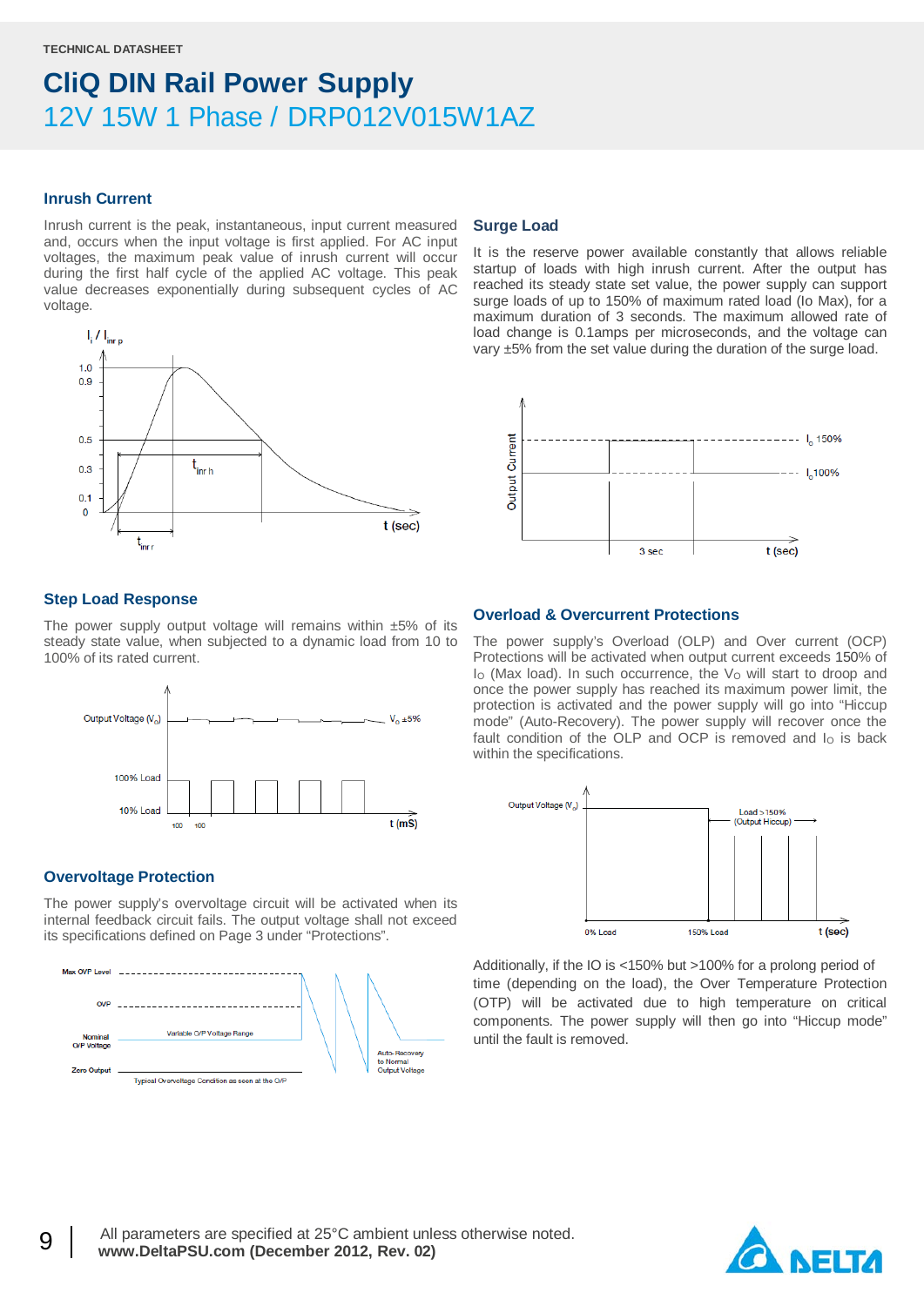TECHNICAL DATASHEET

# CliQ DIN Rail Power Supply

## 12V 15W 1 Phase / DRP012V015W1AZ

### Inrush Current

Inrush current is the peak, instantaneous, input current measured and, occurs when the input voltage is first applied. For AC input voltages, the maximum peak value of inrush current will occur during the first half cycle of the applied AC voltage. This peak value decreases exponentially during subsequent cycles of AC voltage.

$I_i / I_{inr\,p}$
1.0
0.9
0.5
0.3
0.1
0
$t_{inr\,h}$
$t_{inr}$
t (sec)

### Surge Load

It is the reserve power available constantly that allows reliable startup of loads with high inrush current. After the output has reached its steady state set value, the power supply can support surge loads of up to 150% of maximum rated load (Io Max), for a maximum duration of 3 seconds. The maximum allowed rate of load change is 0.1amps per microseconds, and the voltage can vary ±5% from the set value during the duration of the surge load.

Output Current
$I_o$ 150%
$I_o$ 100%
3 sec
t (sec)

### Step Load Response

The power supply output voltage will remains within ±5% of its steady state value, when subjected to a dynamic load from 10 to 100% of its rated current.

Output Voltage ($V_o$)
$V_o$ ±5%
100% Load
10% Load
100
100
t (mS)

### Overload & Overcurrent Protections

The power supply's Overload (OLP) and Over current (OCP) Protections will be activated when output current exceeds 150% of $I_O$ (Max load). In such occurrence, the $V_O$ will start to droop and once the power supply has reached its maximum power limit, the protection is activated and the power supply will go into "Hiccup mode" (Auto-Recovery). The power supply will recover once the fault condition of the OLP and OCP is removed and $I_O$ is back within the specifications.

Output Voltage ($V_o$)
Load > 150%
(Output Hiccup)
0% Load
150% Load
t (sec)

Additionally, if the IO is <150% but >100% for a prolong period of time (depending on the load), the Over Temperature Protection (OTP) will be activated due to high temperature on critical components. The power supply will then go into "Hiccup mode" until the fault is removed.

### Overvoltage Protection

The power supply's overvoltage circuit will be activated when its internal feedback circuit fails. The output voltage shall not exceed its specifications defined on Page 3 under "Protections".

Max OVP Level
OVP
Nominal O/P Voltage
Zero Output
Variable O/P Voltage Range
Auto-Recovery to Normal Output Voltage
Typical Overvoltage Condition as seen at the O/P

All parameters are specified at 25°C ambient unless otherwise noted.
**www.DeltaPSU.com (December 2012, Rev. 02)**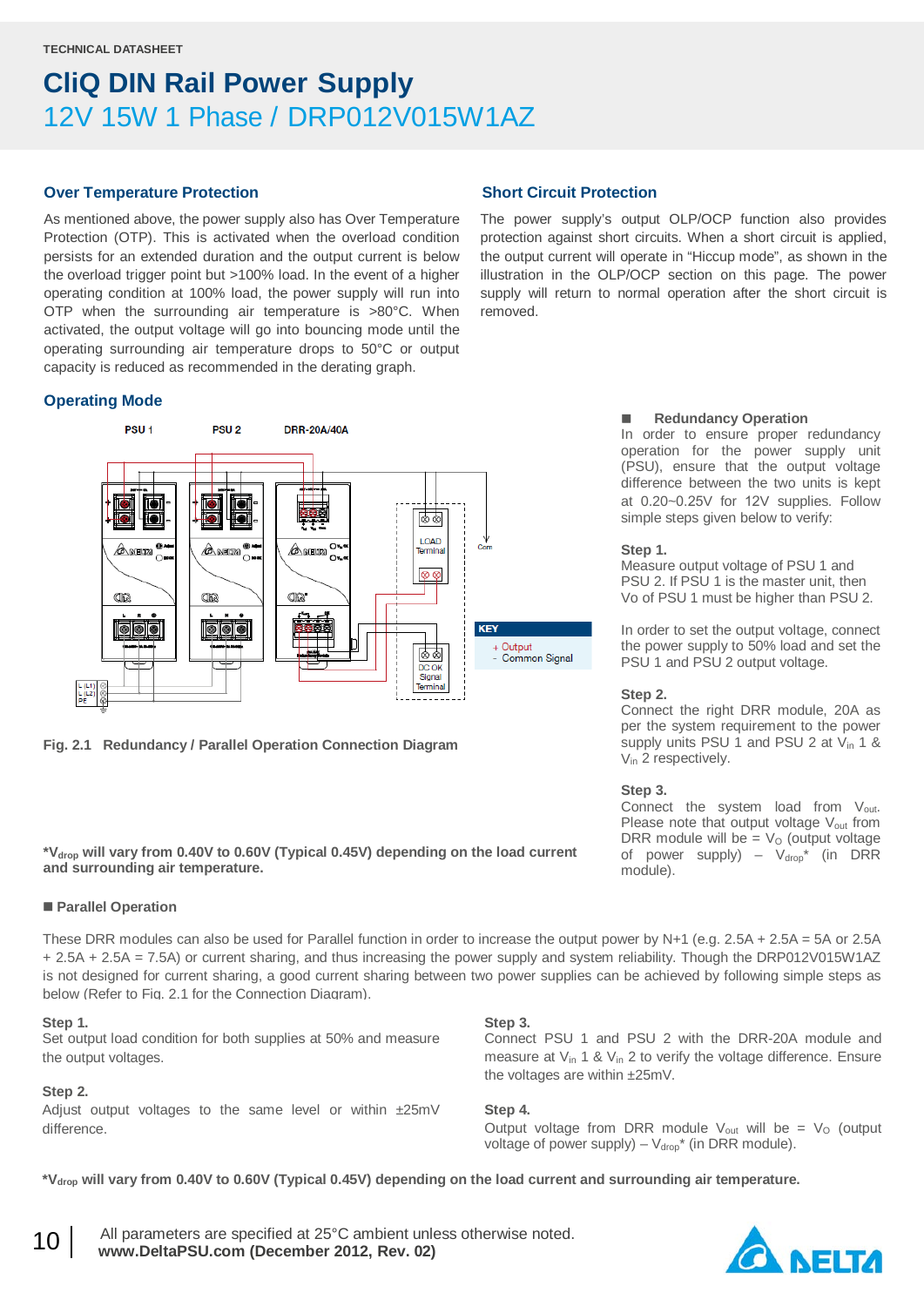TECHNICAL DATASHEET

# CliQ DIN Rail Power Supply

## 12V 15W 1 Phase / DRP012V015W1AZ

### Over Temperature Protection

As mentioned above, the power supply also has Over Temperature Protection (OTP). This is activated when the overload condition persists for an extended duration and the output current is below the overload trigger point but >100% load. In the event of a higher operating condition at 100% load, the power supply will run into OTP when the surrounding air temperature is >80°C. When activated, the output voltage will go into bouncing mode until the operating surrounding air temperature drops to 50°C or output capacity is reduced as recommended in the derating graph.

### Short Circuit Protection

The power supply's output OLP/OCP function also provides protection against short circuits. When a short circuit is applied, the output current will operate in "Hiccup mode", as shown in the illustration in the OLP/OCP section on this page. The power supply will return to normal operation after the short circuit is removed.

### Operating Mode

PSU 1
PSU 2
DRR-20A/40A
LOAD Terminal
Com
DC OK Signal Terminal
KEY
+ Output
- Common Signal

**Fig. 2.1 Redundancy / Parallel Operation Connection Diagram**

**■ Redundancy Operation**

In order to ensure proper redundancy operation for the power supply unit (PSU), ensure that the output voltage difference between the two units is kept at 0.20~0.25V for 12V supplies. Follow simple steps given below to verify:

**Step 1.**
Measure output voltage of PSU 1 and PSU 2. If PSU 1 is the master unit, then Vo of PSU 1 must be higher than PSU 2.

In order to set the output voltage, connect the power supply to 50% load and set the PSU 1 and PSU 2 output voltage.

**Step 2.**
Connect the right DRR module, 20A as per the system requirement to the power supply units PSU 1 and PSU 2 at $V_{in}$ 1 & $V_{in}$ 2 respectively.

**Step 3.**
Connect the system load from $V_{out}$. Please note that output voltage $V_{out}$ from DRR module will be = $V_O$ (output voltage of power supply) – $V_{drop}$* (in DRR module).

**\*$V_{drop}$ will vary from 0.40V to 0.60V (Typical 0.45V) depending on the load current and surrounding air temperature.**

**■ Parallel Operation**

These DRR modules can also be used for Parallel function in order to increase the output power by N+1 (e.g. 2.5A + 2.5A = 5A or 2.5A + 2.5A + 2.5A = 7.5A) or current sharing, and thus increasing the power supply and system reliability. Though the DRP012V015W1AZ is not designed for current sharing, a good current sharing between two power supplies can be achieved by following simple steps as below (Refer to Fig. 2.1 for the Connection Diagram).

**Step 1.**
Set output load condition for both supplies at 50% and measure the output voltages.

**Step 2.**
Adjust output voltages to the same level or within ±25mV difference.

**Step 3.**
Connect PSU 1 and PSU 2 with the DRR-20A module and measure at $V_{in}$ 1 & $V_{in}$ 2 to verify the voltage difference. Ensure the voltages are within ±25mV.

**Step 4.**
Output voltage from DRR module $V_{out}$ will be = $V_O$ (output voltage of power supply) – $V_{drop}$* (in DRR module).

**\*$V_{drop}$ will vary from 0.40V to 0.60V (Typical 0.45V) depending on the load current and surrounding air temperature.**

All parameters are specified at 25°C ambient unless otherwise noted.
**www.DeltaPSU.com (December 2012, Rev. 02)**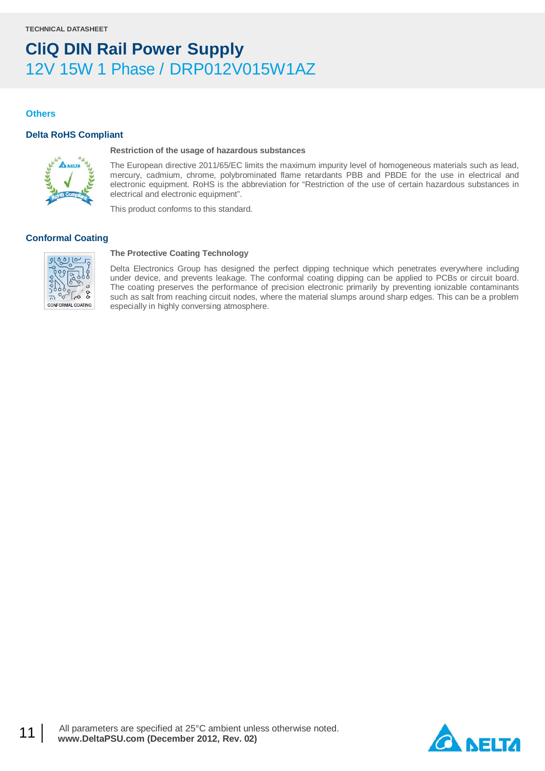## Others

### Delta RoHS Compliant

**Restriction of the usage of hazardous substances**

The European directive 2011/65/EC limits the maximum impurity level of homogeneous materials such as lead, mercury, cadmium, chrome, polybrominated flame retardants PBB and PBDE for the use in electrical and electronic equipment. RoHS is the abbreviation for “Restriction of the use of certain hazardous substances in electrical and electronic equipment”.

This product conforms to this standard.

### Conformal Coating

**The Protective Coating Technology**

Delta Electronics Group has designed the perfect dipping technique which penetrates everywhere including under device, and prevents leakage. The conformal coating dipping can be applied to PCBs or circuit board. The coating preserves the performance of precision electronic primarily by preventing ionizable contaminants such as salt from reaching circuit nodes, where the material slumps around sharp edges. This can be a problem especially in highly conversing atmosphere.